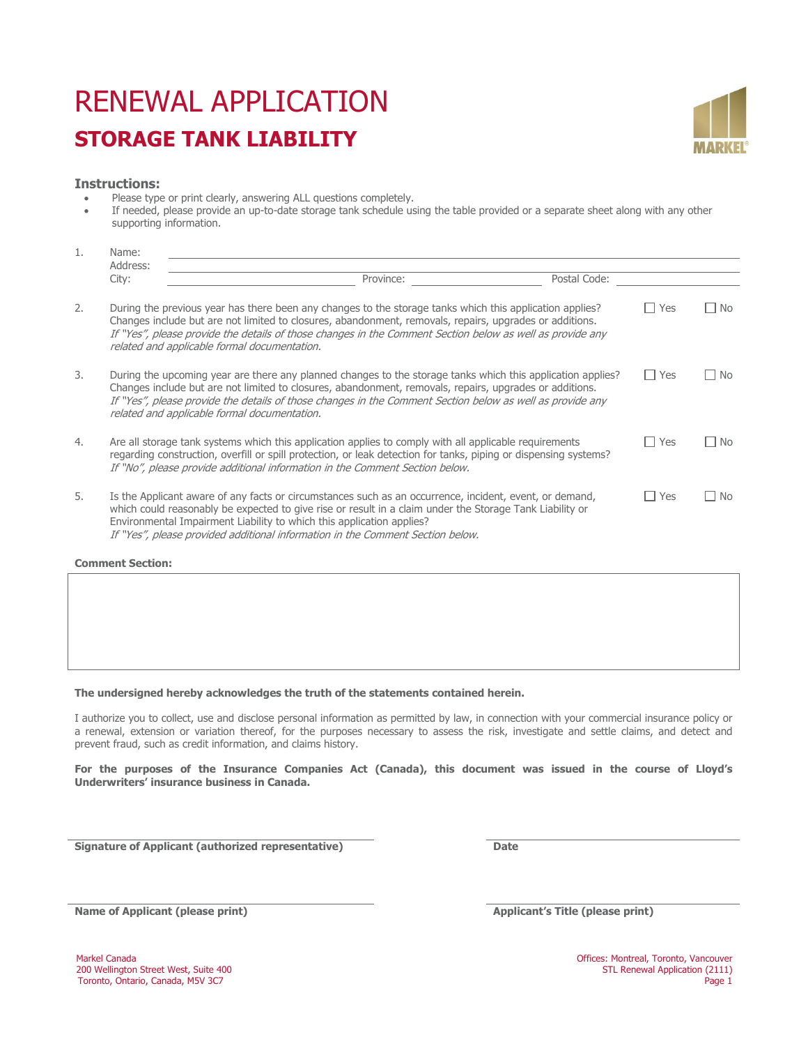# RENEWAL APPLICATION

## STORAGE TANK LIABILITY

MARKEL

### Instructions:

- Please type or print clearly, answering ALL questions completely.
- If needed, please provide an up-to-date storage tank schedule using the table provided or a separate sheet along with any other supporting information.

1. Name: ______________________________
   Address: ______________________________
   City: ______________ Province: ______________ Postal Code: ______________

2. During the previous year has there been any changes to the storage tanks which this application applies? Changes include but are not limited to closures, abandonment, removals, repairs, upgrades or additions. ☐ Yes ☐ No
   *If "Yes", please provide the details of those changes in the Comment Section below as well as provide any related and applicable formal documentation.*

3. During the upcoming year are there any planned changes to the storage tanks which this application applies? Changes include but are not limited to closures, abandonment, removals, repairs, upgrades or additions. ☐ Yes ☐ No
   *If "Yes", please provide the details of those changes in the Comment Section below as well as provide any related and applicable formal documentation.*

4. Are all storage tank systems which this application applies to comply with all applicable requirements regarding construction, overfill or spill protection, or leak detection for tanks, piping or dispensing systems? ☐ Yes ☐ No
   *If "No", please provide additional information in the Comment Section below.*

5. Is the Applicant aware of any facts or circumstances such as an occurrence, incident, event, or demand, which could reasonably be expected to give rise or result in a claim under the Storage Tank Liability or Environmental Impairment Liability to which this application applies? ☐ Yes ☐ No
   *If "Yes", please provided additional information in the Comment Section below.*

**Comment Section:**

| |
|---|
| |

**The undersigned hereby acknowledges the truth of the statements contained herein.**

I authorize you to collect, use and disclose personal information as permitted by law, in connection with your commercial insurance policy or a renewal, extension or variation thereof, for the purposes necessary to assess the risk, investigate and settle claims, and detect and prevent fraud, such as credit information, and claims history.

**For the purposes of the Insurance Companies Act (Canada), this document was issued in the course of Lloyd's Underwriters' insurance business in Canada.**

______________________________ ______________________________
**Signature of Applicant (authorized representative)** **Date**

______________________________ ______________________________
**Name of Applicant (please print)** **Applicant's Title (please print)**

Markel Canada
200 Wellington Street West, Suite 400
Toronto, Ontario, Canada, M5V 3C7

Offices: Montreal, Toronto, Vancouver
STL Renewal Application (2111)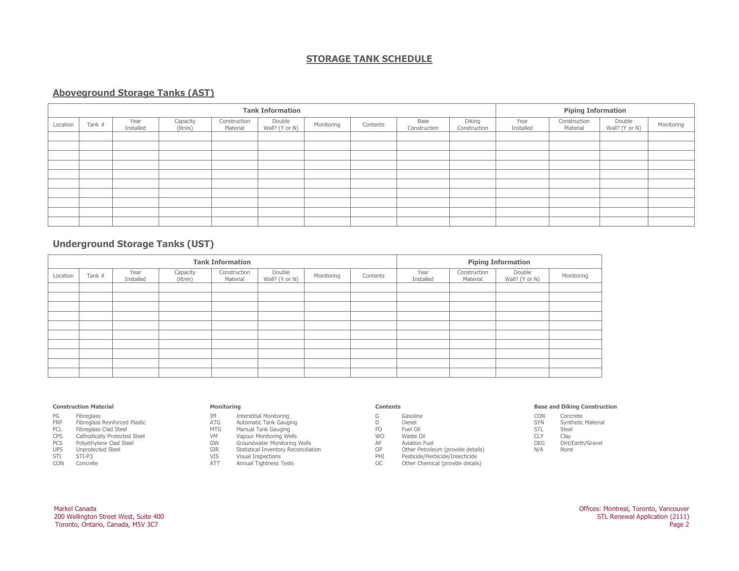# STORAGE TANK SCHEDULE

## Aboveground Storage Tanks (AST)

| Tank Information | | | | | | | | | | Piping Information | | | |
|---|---|---|---|---|---|---|---|---|---|---|---|---|---|
| Location | Tank # | Year Installed | Capacity (litres) | Construction Material | Double Wall? (Y or N) | Monitoring | Contents | Base Construction | Diking Construction | Year Installed | Construction Material | Double Wall? (Y or N) | Monitoring |
| | | | | | | | | | | | | | |
| | | | | | | | | | | | | | |
| | | | | | | | | | | | | | |
| | | | | | | | | | | | | | |
| | | | | | | | | | | | | | |
| | | | | | | | | | | | | | |
| | | | | | | | | | | | | | |
| | | | | | | | | | | | | | |
| | | | | | | | | | | | | | |
| | | | | | | | | | | | | | |

## Underground Storage Tanks (UST)

| Tank Information | | | | | | | | Piping Information | | | |
|---|---|---|---|---|---|---|---|---|---|---|---|
| Location | Tank # | Year Installed | Capacity (litres) | Construction Material | Double Wall? (Y or N) | Monitoring | Contents | Year Installed | Construction Material | Double Wall? (Y or N) | Monitoring |
| | | | | | | | | | | | |
| | | | | | | | | | | | |
| | | | | | | | | | | | |
| | | | | | | | | | | | |
| | | | | | | | | | | | |
| | | | | | | | | | | | |
| | | | | | | | | | | | |
| | | | | | | | | | | | |
| | | | | | | | | | | | |
| | | | | | | | | | | | |

**Construction Material**

- FG Fibreglass
- FRP Fibreglass Reinforced Plastic
- FCL Fibreglass Clad Steel
- CPS Cathodically Protected Steel
- PCS Polyethylene Clad Steel
- UPS Unprotected Steel
- STI STI-P3
- CON Concrete

**Monitoring**

- IM Interstitial Monitoring
- ATG Automatic Tank Gauging
- MTG Manual Tank Gauging
- VM Vapour Monitoring Wells
- GW Groundwater Monitoring Wells
- SIR Statistical Inventory Reconciliation
- VIS Visual Inspections
- ATT Annual Tightness Tests

**Contents**

- G Gasoline
- D Diesel
- FO Fuel Oil
- WO Waste Oil
- AF Aviation Fuel
- OP Other Petroleum (provide details)
- PHI Pesticide/Herbicide/Insecticide
- OC Other Chemical (provide details)

**Base and Diking Construction**

- CON Concrete
- SYN Synthetic Material
- STL Steel
- CLY Clay
- DEG Dirt/Earth/Gravel
- N/A None

Markel Canada
200 Wellington Street West, Suite 400
Toronto, Ontario, Canada, M5V 3C7

Offices: Montreal, Toronto, Vancouver
STL Renewal Application (2111)